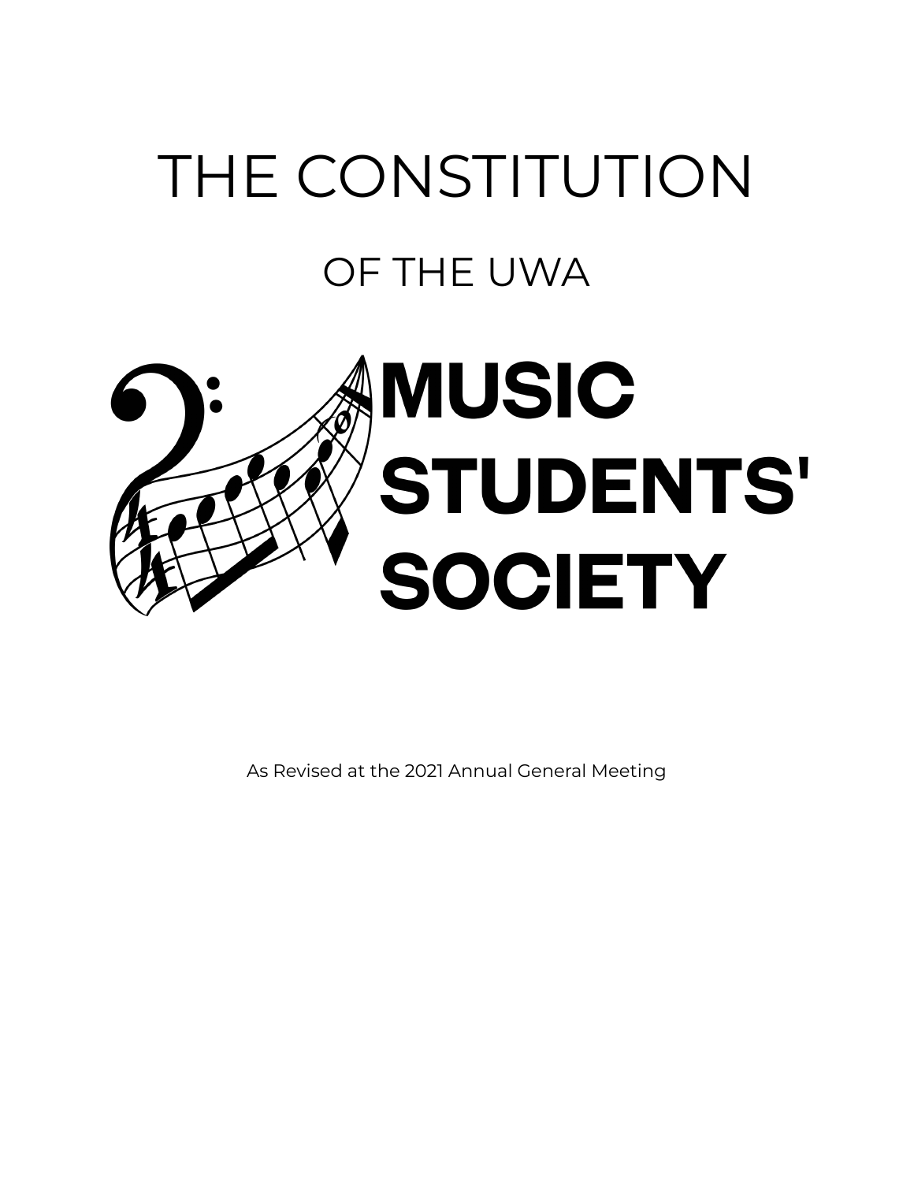# THE CONSTITUTION

## OF THE UWA

# MUSIC STUDENTS' SOCIETY

As Revised at the 2021 Annual General Meeting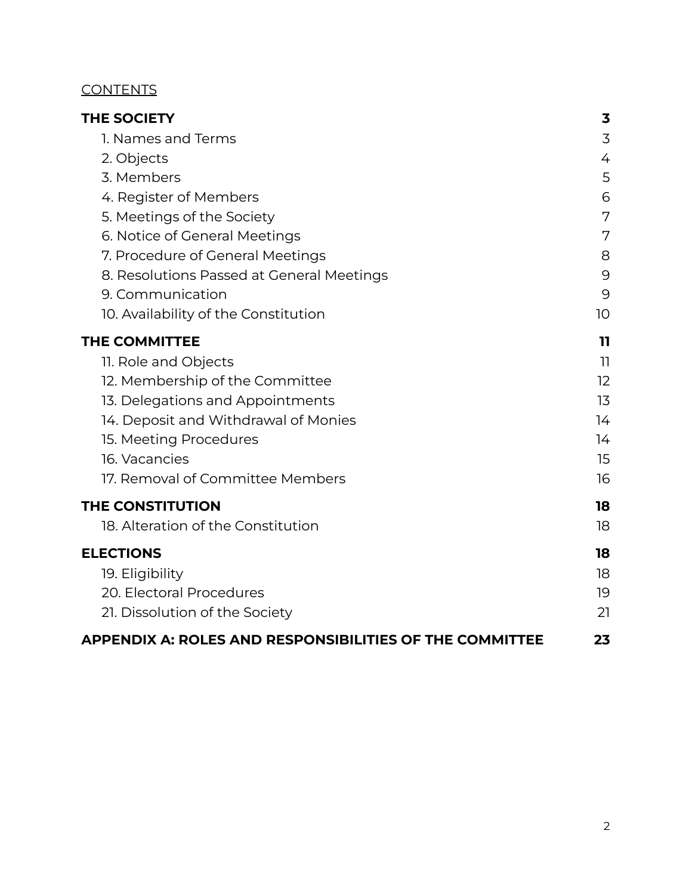CONTENTS

| | |
|---|---|
| **THE SOCIETY** | **3** |
| 1. Names and Terms | 3 |
| 2. Objects | 4 |
| 3. Members | 5 |
| 4. Register of Members | 6 |
| 5. Meetings of the Society | 7 |
| 6. Notice of General Meetings | 7 |
| 7. Procedure of General Meetings | 8 |
| 8. Resolutions Passed at General Meetings | 9 |
| 9. Communication | 9 |
| 10. Availability of the Constitution | 10 |
| **THE COMMITTEE** | **11** |
| 11. Role and Objects | 11 |
| 12. Membership of the Committee | 12 |
| 13. Delegations and Appointments | 13 |
| 14. Deposit and Withdrawal of Monies | 14 |
| 15. Meeting Procedures | 14 |
| 16. Vacancies | 15 |
| 17. Removal of Committee Members | 16 |
| **THE CONSTITUTION** | **18** |
| 18. Alteration of the Constitution | 18 |
| **ELECTIONS** | **18** |
| 19. Eligibility | 18 |
| 20. Electoral Procedures | 19 |
| 21. Dissolution of the Society | 21 |
| **APPENDIX A: ROLES AND RESPONSIBILITIES OF THE COMMITTEE** | **23** |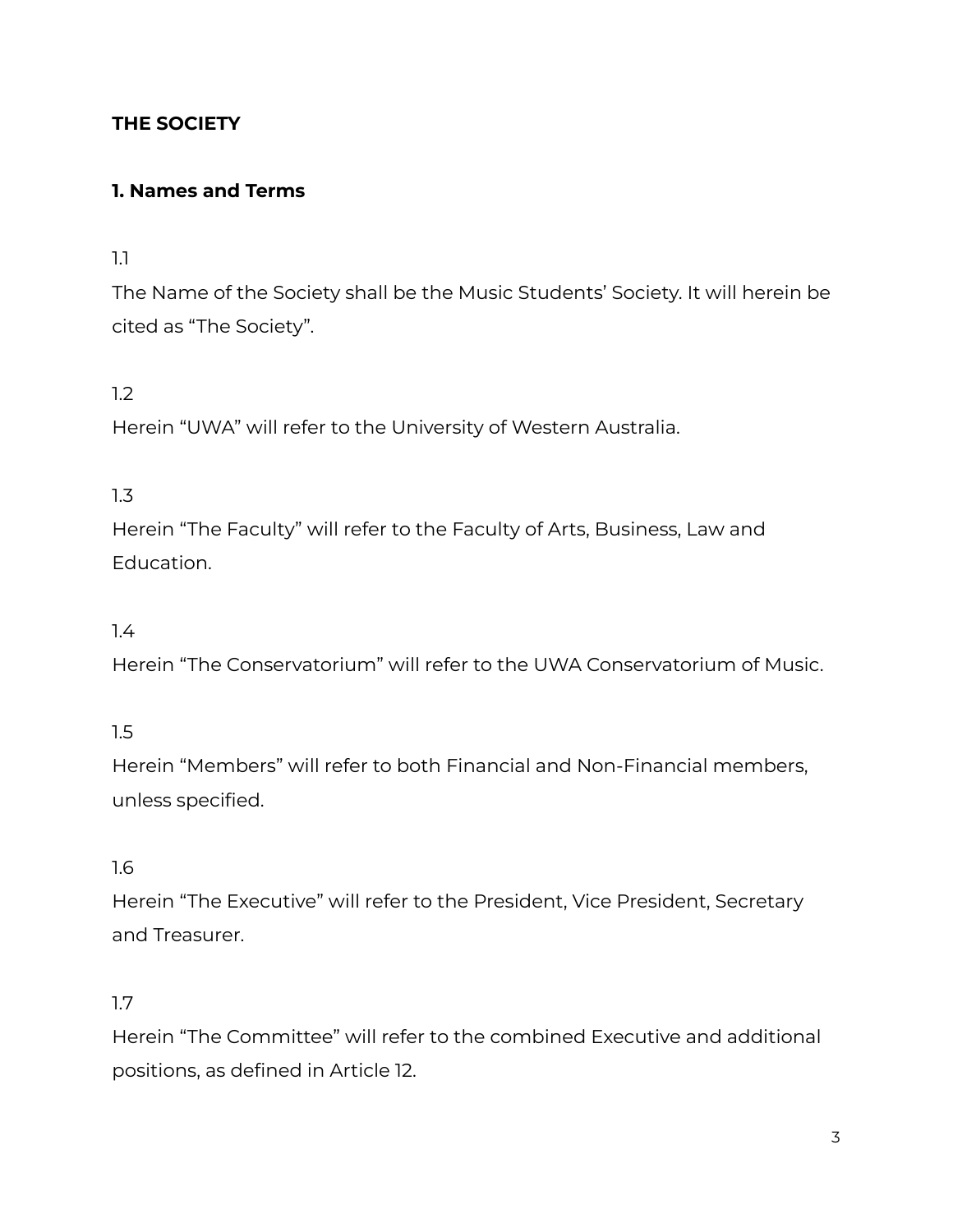## THE SOCIETY

### 1. Names and Terms

1.1

The Name of the Society shall be the Music Students' Society. It will herein be cited as "The Society".

1.2

Herein "UWA" will refer to the University of Western Australia.

1.3

Herein "The Faculty" will refer to the Faculty of Arts, Business, Law and Education.

1.4

Herein "The Conservatorium" will refer to the UWA Conservatorium of Music.

1.5

Herein "Members" will refer to both Financial and Non-Financial members, unless specified.

1.6

Herein "The Executive" will refer to the President, Vice President, Secretary and Treasurer.

1.7

Herein "The Committee" will refer to the combined Executive and additional positions, as defined in Article 12.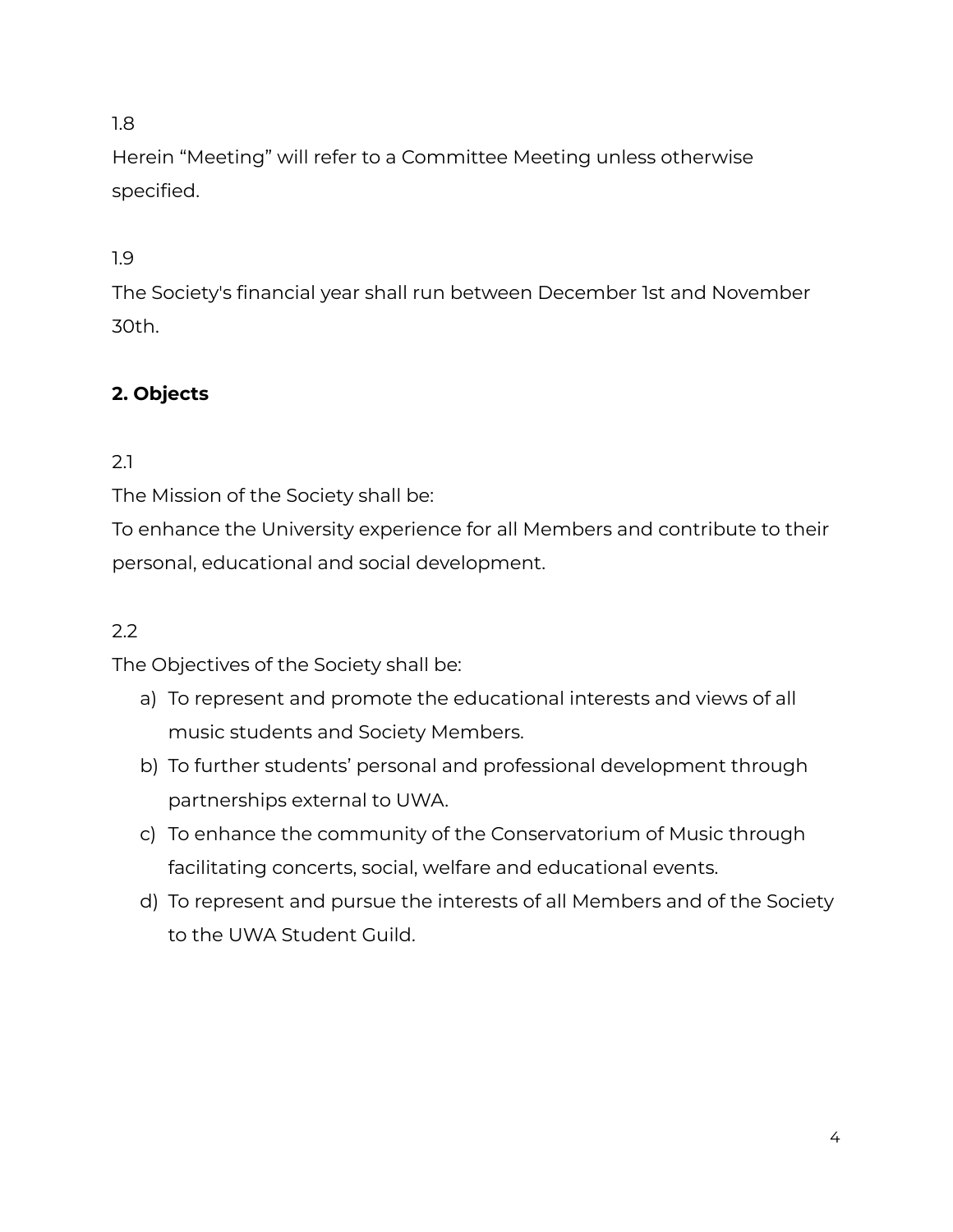1.8

Herein “Meeting” will refer to a Committee Meeting unless otherwise specified.

1.9

The Society's financial year shall run between December 1st and November 30th.

## 2. Objects

2.1

The Mission of the Society shall be:
To enhance the University experience for all Members and contribute to their personal, educational and social development.

2.2

The Objectives of the Society shall be:

a) To represent and promote the educational interests and views of all music students and Society Members.
b) To further students’ personal and professional development through partnerships external to UWA.
c) To enhance the community of the Conservatorium of Music through facilitating concerts, social, welfare and educational events.
d) To represent and pursue the interests of all Members and of the Society to the UWA Student Guild.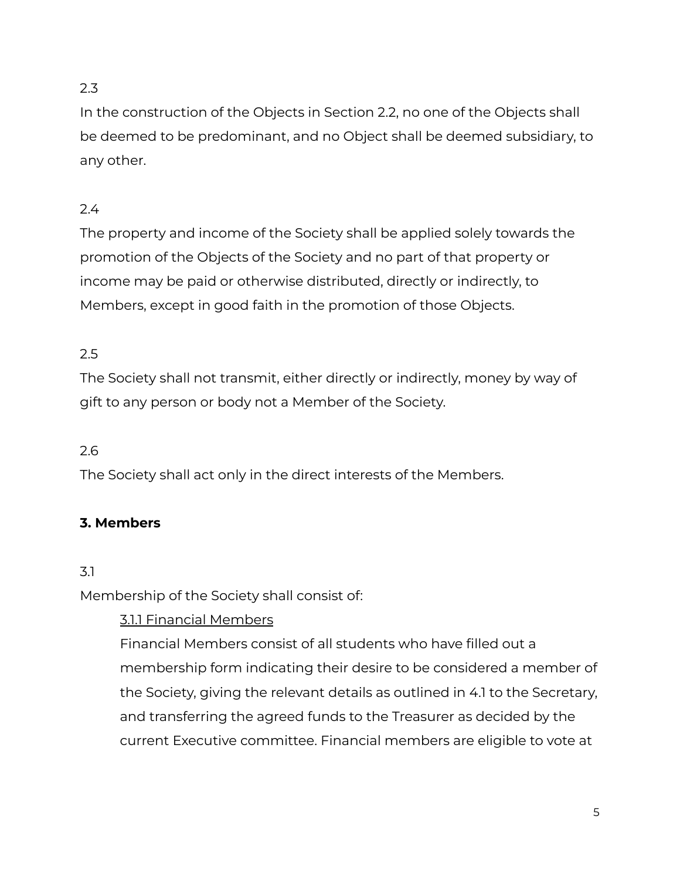2.3

In the construction of the Objects in Section 2.2, no one of the Objects shall be deemed to be predominant, and no Object shall be deemed subsidiary, to any other.

2.4

The property and income of the Society shall be applied solely towards the promotion of the Objects of the Society and no part of that property or income may be paid or otherwise distributed, directly or indirectly, to Members, except in good faith in the promotion of those Objects.

2.5

The Society shall not transmit, either directly or indirectly, money by way of gift to any person or body not a Member of the Society.

2.6

The Society shall act only in the direct interests of the Members.

## 3. Members

3.1

Membership of the Society shall consist of:

<u>3.1.1 Financial Members</u>

Financial Members consist of all students who have filled out a membership form indicating their desire to be considered a member of the Society, giving the relevant details as outlined in 4.1 to the Secretary, and transferring the agreed funds to the Treasurer as decided by the current Executive committee. Financial members are eligible to vote at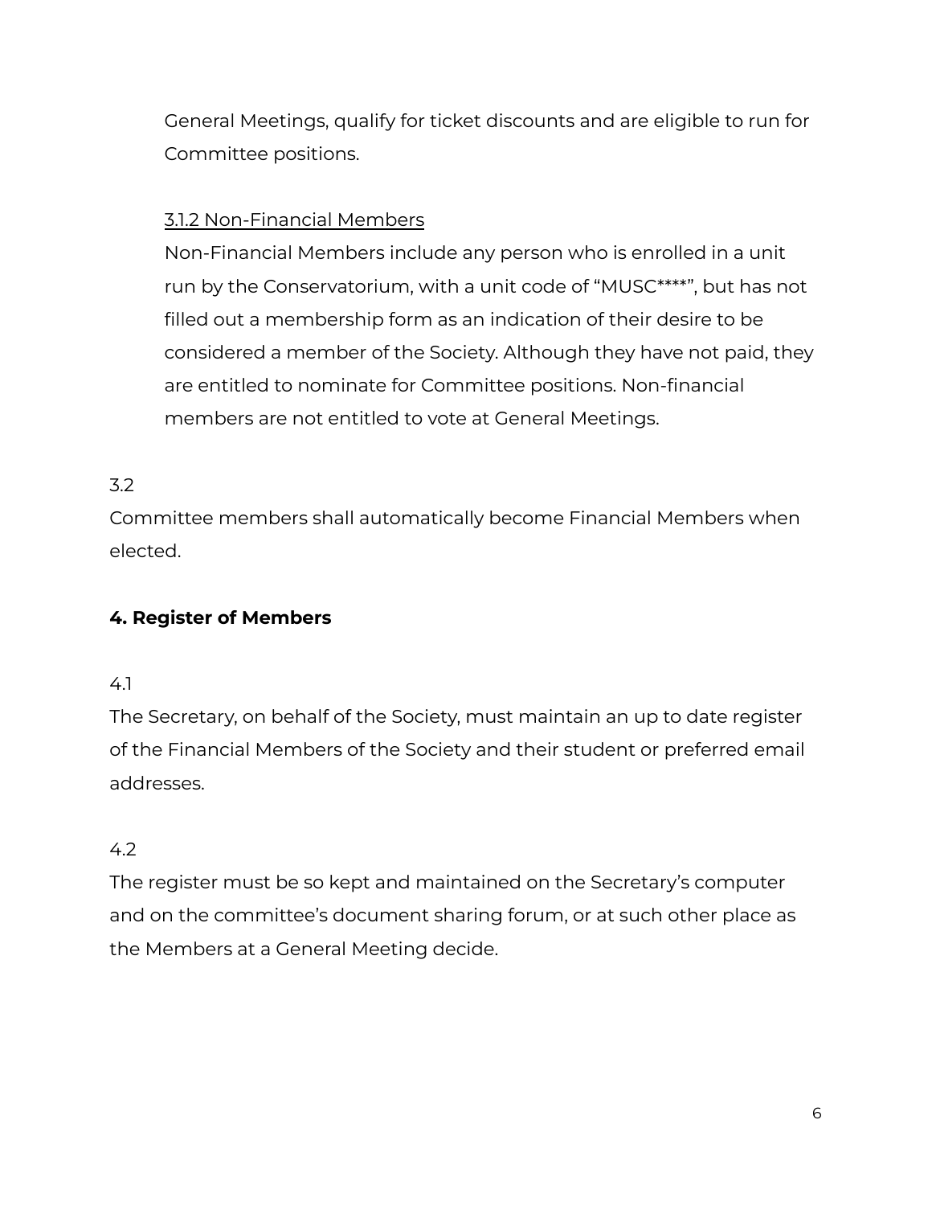General Meetings, qualify for ticket discounts and are eligible to run for Committee positions.

<u>3.1.2 Non-Financial Members</u>

Non-Financial Members include any person who is enrolled in a unit run by the Conservatorium, with a unit code of "MUSC****", but has not filled out a membership form as an indication of their desire to be considered a member of the Society. Although they have not paid, they are entitled to nominate for Committee positions. Non-financial members are not entitled to vote at General Meetings.

3.2

Committee members shall automatically become Financial Members when elected.

**4. Register of Members**

4.1

The Secretary, on behalf of the Society, must maintain an up to date register of the Financial Members of the Society and their student or preferred email addresses.

4.2

The register must be so kept and maintained on the Secretary's computer and on the committee's document sharing forum, or at such other place as the Members at a General Meeting decide.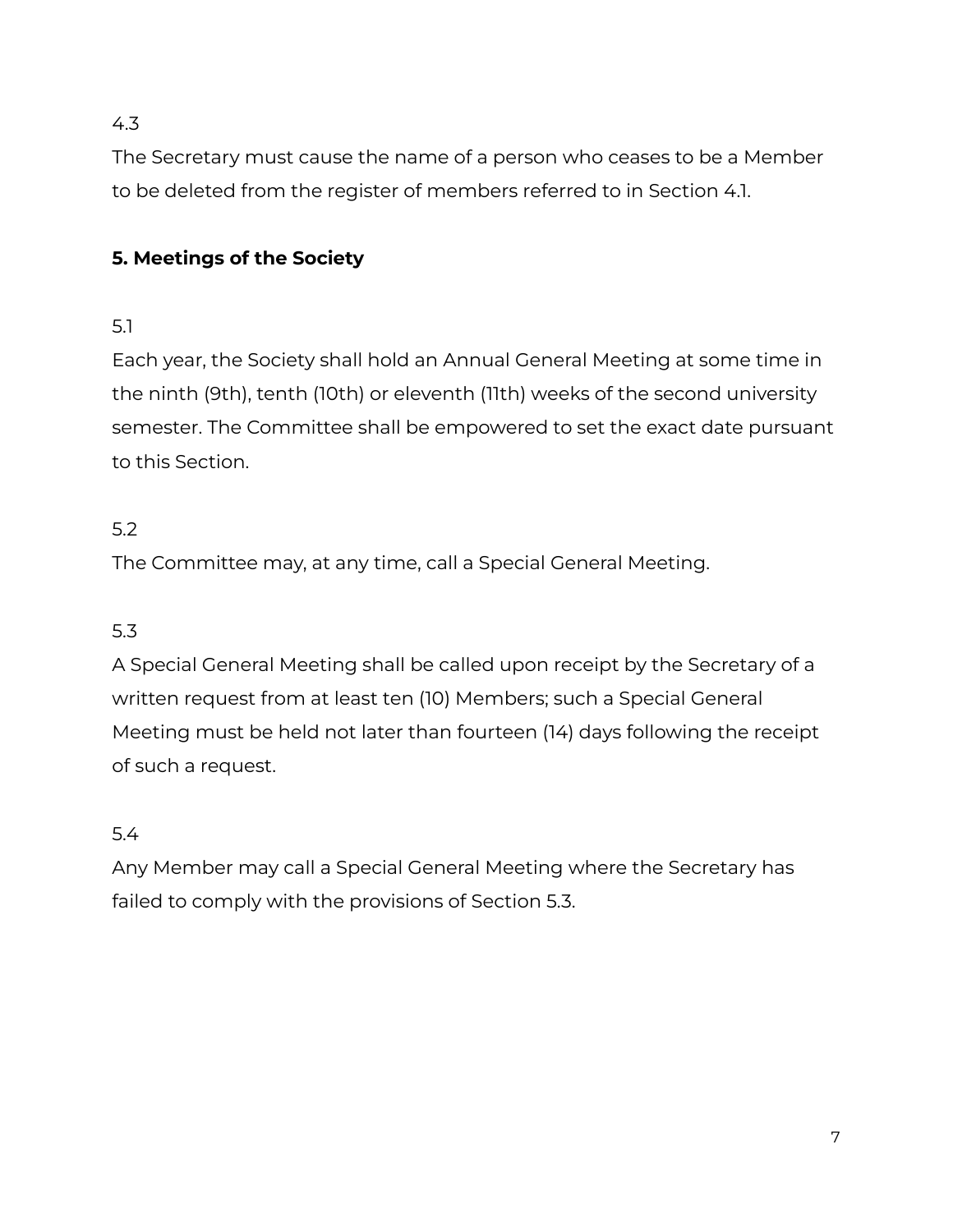4.3

The Secretary must cause the name of a person who ceases to be a Member to be deleted from the register of members referred to in Section 4.1.

## 5. Meetings of the Society

5.1

Each year, the Society shall hold an Annual General Meeting at some time in the ninth (9th), tenth (10th) or eleventh (11th) weeks of the second university semester. The Committee shall be empowered to set the exact date pursuant to this Section.

5.2

The Committee may, at any time, call a Special General Meeting.

5.3

A Special General Meeting shall be called upon receipt by the Secretary of a written request from at least ten (10) Members; such a Special General Meeting must be held not later than fourteen (14) days following the receipt of such a request.

5.4

Any Member may call a Special General Meeting where the Secretary has failed to comply with the provisions of Section 5.3.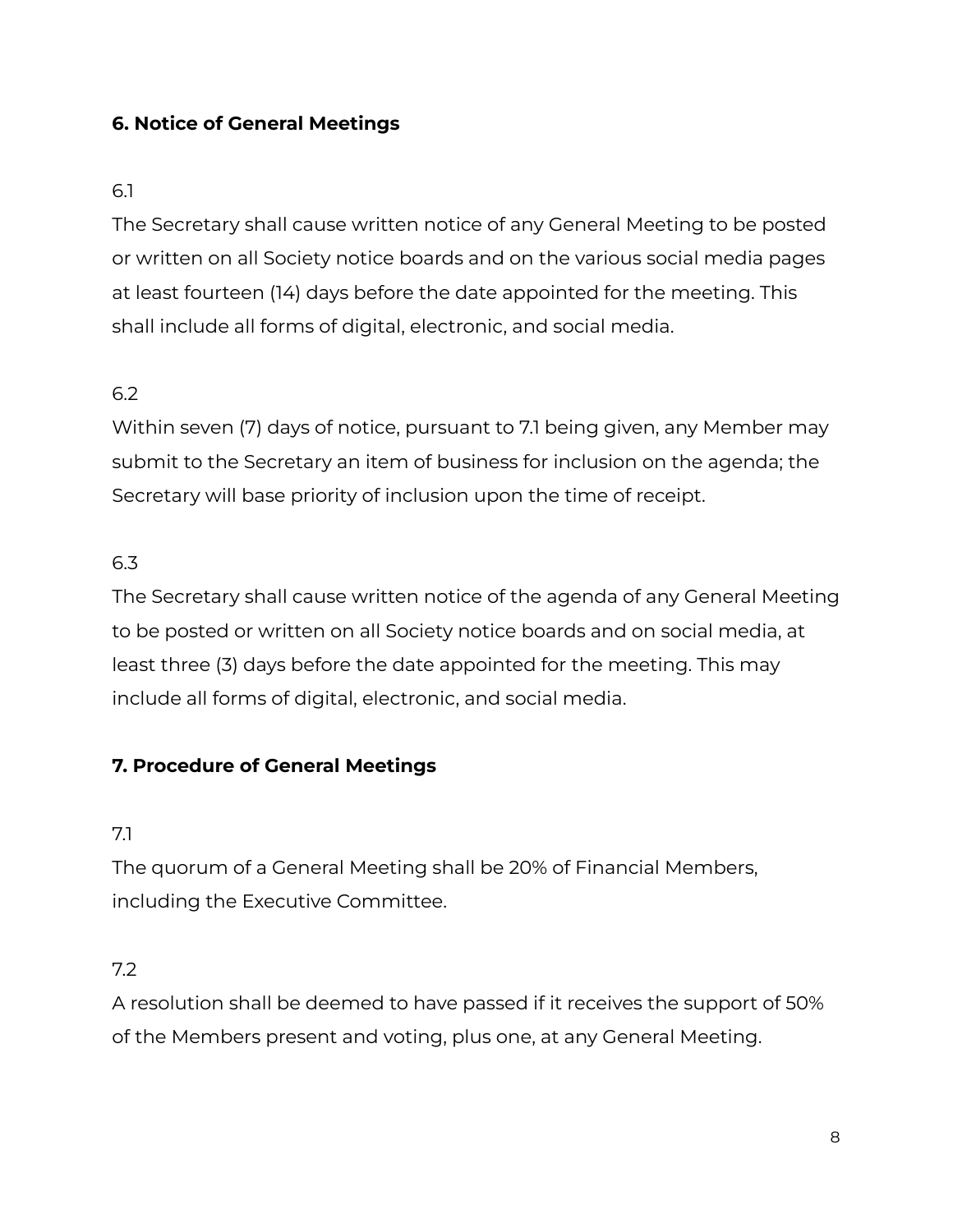## 6. Notice of General Meetings

6.1

The Secretary shall cause written notice of any General Meeting to be posted or written on all Society notice boards and on the various social media pages at least fourteen (14) days before the date appointed for the meeting. This shall include all forms of digital, electronic, and social media.

6.2

Within seven (7) days of notice, pursuant to 7.1 being given, any Member may submit to the Secretary an item of business for inclusion on the agenda; the Secretary will base priority of inclusion upon the time of receipt.

6.3

The Secretary shall cause written notice of the agenda of any General Meeting to be posted or written on all Society notice boards and on social media, at least three (3) days before the date appointed for the meeting. This may include all forms of digital, electronic, and social media.

## 7. Procedure of General Meetings

7.1

The quorum of a General Meeting shall be 20% of Financial Members, including the Executive Committee.

7.2

A resolution shall be deemed to have passed if it receives the support of 50% of the Members present and voting, plus one, at any General Meeting.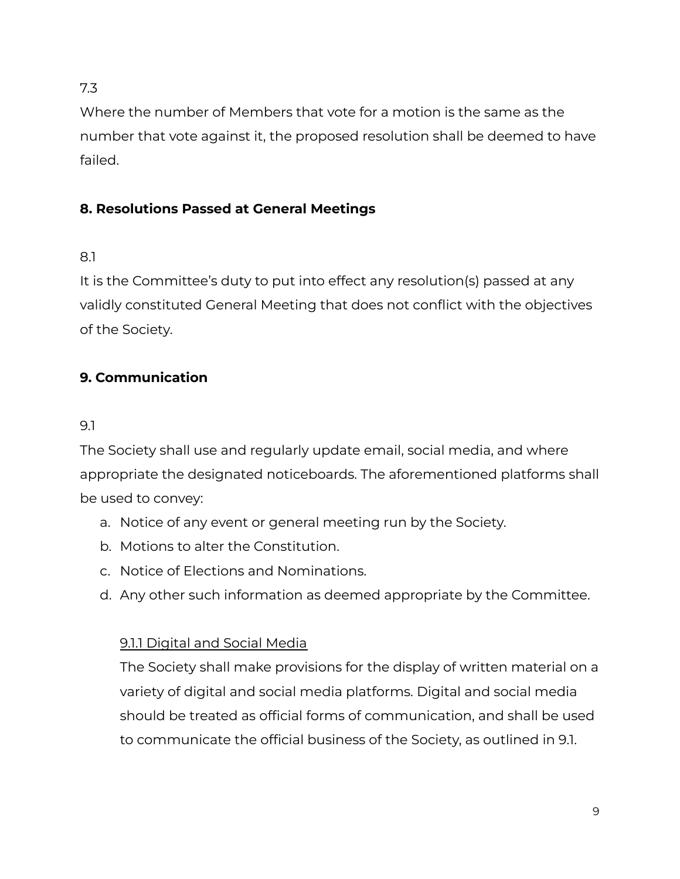7.3

Where the number of Members that vote for a motion is the same as the number that vote against it, the proposed resolution shall be deemed to have failed.

## 8. Resolutions Passed at General Meetings

8.1

It is the Committee's duty to put into effect any resolution(s) passed at any validly constituted General Meeting that does not conflict with the objectives of the Society.

## 9. Communication

9.1

The Society shall use and regularly update email, social media, and where appropriate the designated noticeboards. The aforementioned platforms shall be used to convey:

a. Notice of any event or general meeting run by the Society.
b. Motions to alter the Constitution.
c. Notice of Elections and Nominations.
d. Any other such information as deemed appropriate by the Committee.

<u>9.1.1 Digital and Social Media</u>

The Society shall make provisions for the display of written material on a variety of digital and social media platforms. Digital and social media should be treated as official forms of communication, and shall be used to communicate the official business of the Society, as outlined in 9.1.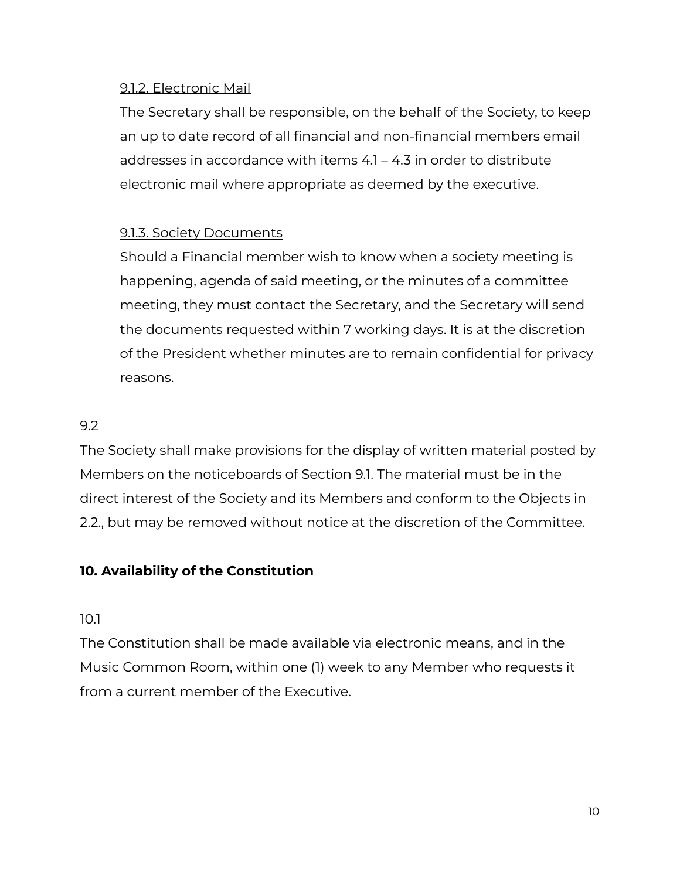<u>9.1.2. Electronic Mail</u>

The Secretary shall be responsible, on the behalf of the Society, to keep an up to date record of all financial and non-financial members email addresses in accordance with items 4.1 – 4.3 in order to distribute electronic mail where appropriate as deemed by the executive.

<u>9.1.3. Society Documents</u>

Should a Financial member wish to know when a society meeting is happening, agenda of said meeting, or the minutes of a committee meeting, they must contact the Secretary, and the Secretary will send the documents requested within 7 working days. It is at the discretion of the President whether minutes are to remain confidential for privacy reasons.

9.2

The Society shall make provisions for the display of written material posted by Members on the noticeboards of Section 9.1. The material must be in the direct interest of the Society and its Members and conform to the Objects in 2.2., but may be removed without notice at the discretion of the Committee.

**10. Availability of the Constitution**

10.1

The Constitution shall be made available via electronic means, and in the Music Common Room, within one (1) week to any Member who requests it from a current member of the Executive.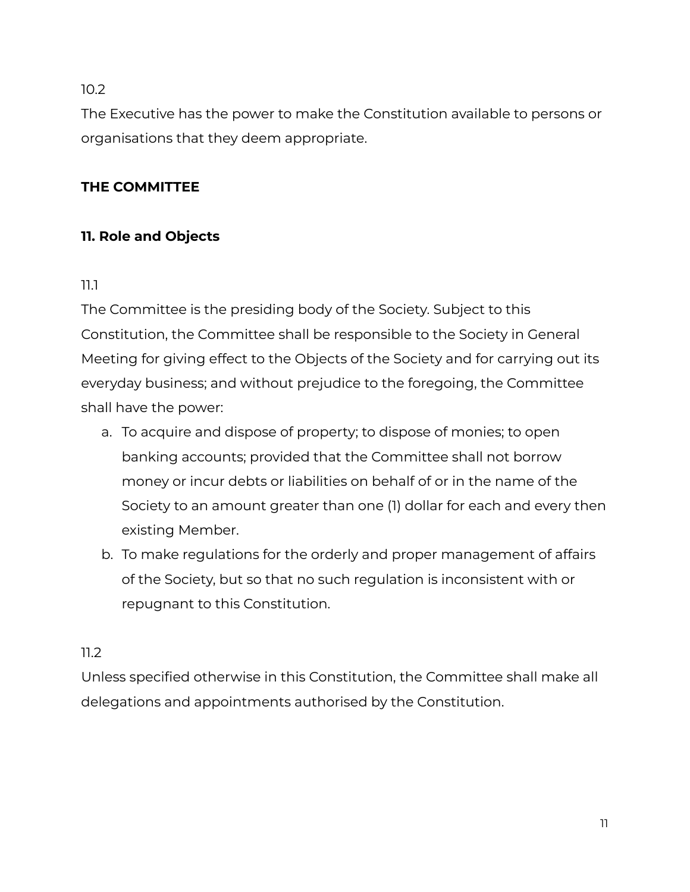10.2
The Executive has the power to make the Constitution available to persons or organisations that they deem appropriate.

## THE COMMITTEE

### 11. Role and Objects

11.1
The Committee is the presiding body of the Society. Subject to this Constitution, the Committee shall be responsible to the Society in General Meeting for giving effect to the Objects of the Society and for carrying out its everyday business; and without prejudice to the foregoing, the Committee shall have the power:

a. To acquire and dispose of property; to dispose of monies; to open banking accounts; provided that the Committee shall not borrow money or incur debts or liabilities on behalf of or in the name of the Society to an amount greater than one (1) dollar for each and every then existing Member.
b. To make regulations for the orderly and proper management of affairs of the Society, but so that no such regulation is inconsistent with or repugnant to this Constitution.

11.2
Unless specified otherwise in this Constitution, the Committee shall make all delegations and appointments authorised by the Constitution.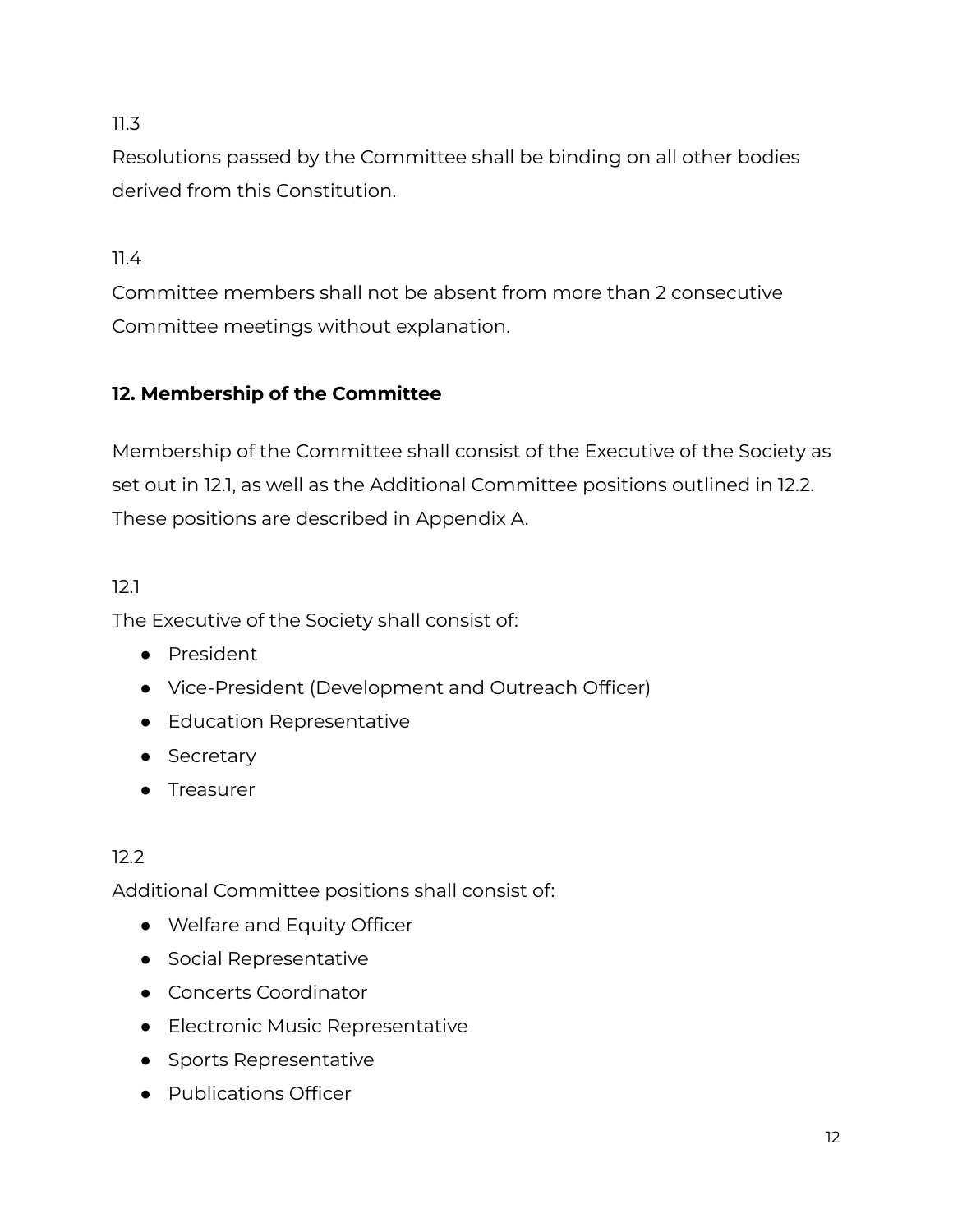11.3

Resolutions passed by the Committee shall be binding on all other bodies derived from this Constitution.

11.4

Committee members shall not be absent from more than 2 consecutive Committee meetings without explanation.

## 12. Membership of the Committee

Membership of the Committee shall consist of the Executive of the Society as set out in 12.1, as well as the Additional Committee positions outlined in 12.2. These positions are described in Appendix A.

12.1

The Executive of the Society shall consist of:

- President
- Vice-President (Development and Outreach Officer)
- Education Representative
- Secretary
- Treasurer

12.2

Additional Committee positions shall consist of:

- Welfare and Equity Officer
- Social Representative
- Concerts Coordinator
- Electronic Music Representative
- Sports Representative
- Publications Officer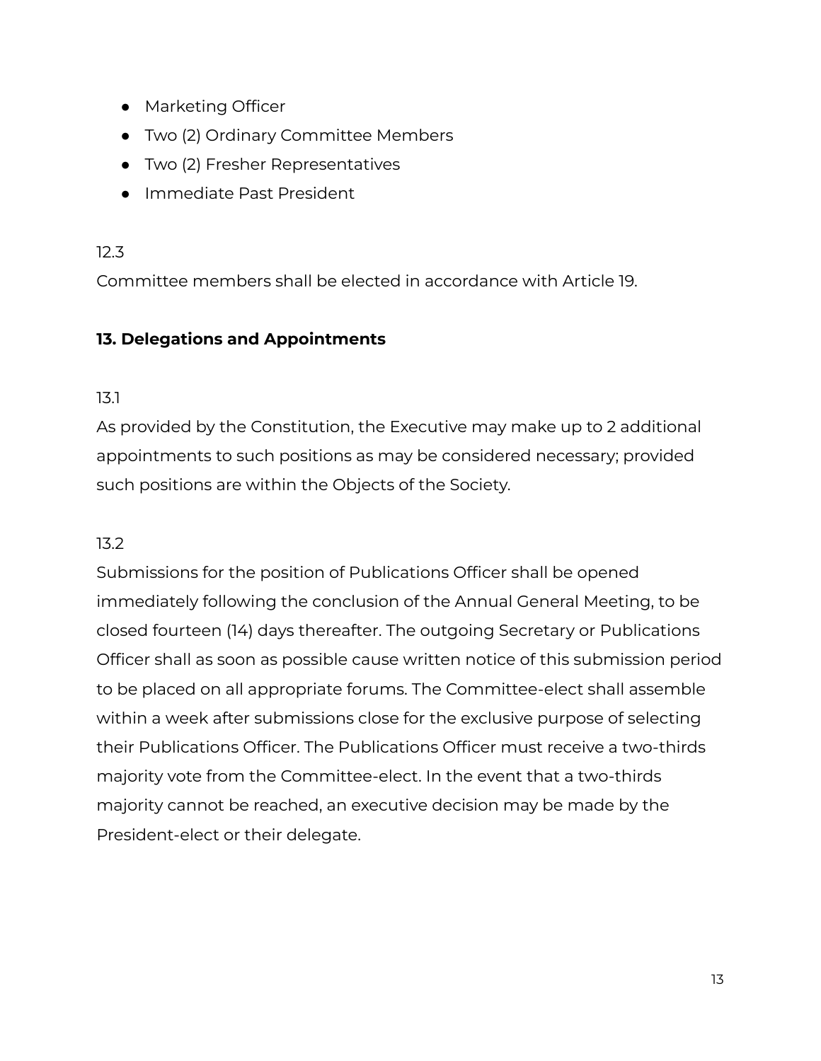- Marketing Officer
- Two (2) Ordinary Committee Members
- Two (2) Fresher Representatives
- Immediate Past President

12.3

Committee members shall be elected in accordance with Article 19.

## 13. Delegations and Appointments

13.1

As provided by the Constitution, the Executive may make up to 2 additional appointments to such positions as may be considered necessary; provided such positions are within the Objects of the Society.

13.2

Submissions for the position of Publications Officer shall be opened immediately following the conclusion of the Annual General Meeting, to be closed fourteen (14) days thereafter. The outgoing Secretary or Publications Officer shall as soon as possible cause written notice of this submission period to be placed on all appropriate forums. The Committee-elect shall assemble within a week after submissions close for the exclusive purpose of selecting their Publications Officer. The Publications Officer must receive a two-thirds majority vote from the Committee-elect. In the event that a two-thirds majority cannot be reached, an executive decision may be made by the President-elect or their delegate.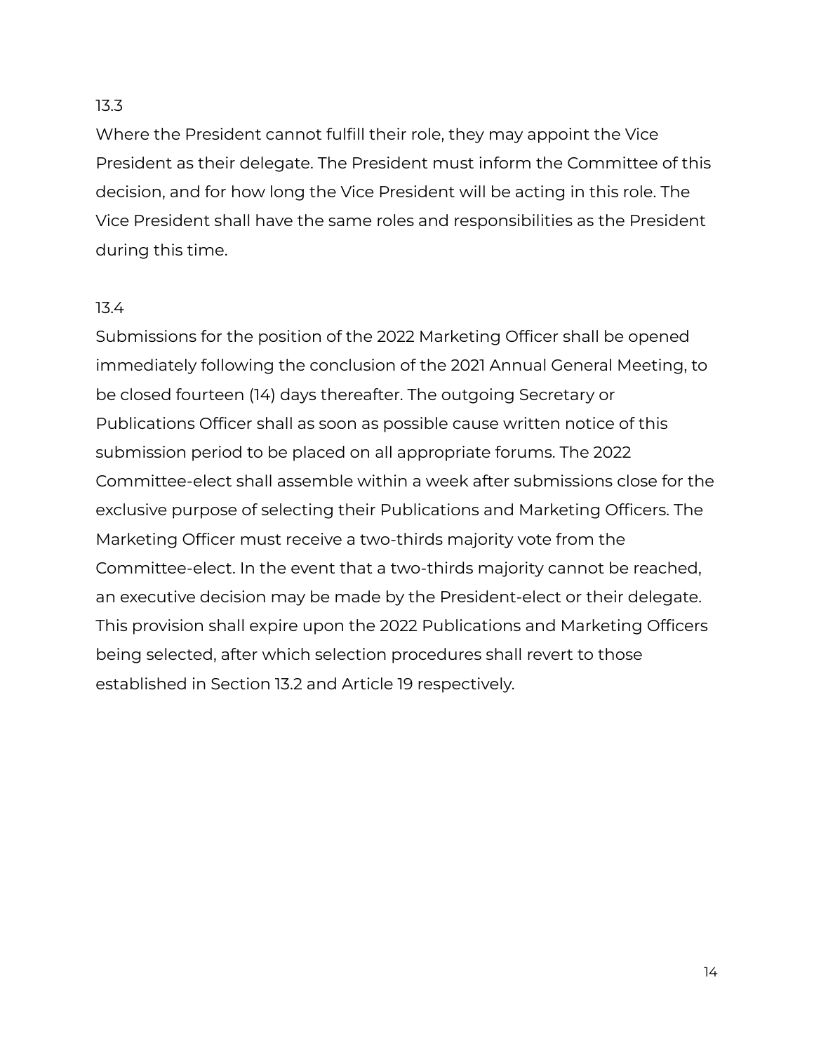13.3

Where the President cannot fulfill their role, they may appoint the Vice President as their delegate. The President must inform the Committee of this decision, and for how long the Vice President will be acting in this role. The Vice President shall have the same roles and responsibilities as the President during this time.

13.4

Submissions for the position of the 2022 Marketing Officer shall be opened immediately following the conclusion of the 2021 Annual General Meeting, to be closed fourteen (14) days thereafter. The outgoing Secretary or Publications Officer shall as soon as possible cause written notice of this submission period to be placed on all appropriate forums. The 2022 Committee-elect shall assemble within a week after submissions close for the exclusive purpose of selecting their Publications and Marketing Officers. The Marketing Officer must receive a two-thirds majority vote from the Committee-elect. In the event that a two-thirds majority cannot be reached, an executive decision may be made by the President-elect or their delegate. This provision shall expire upon the 2022 Publications and Marketing Officers being selected, after which selection procedures shall revert to those established in Section 13.2 and Article 19 respectively.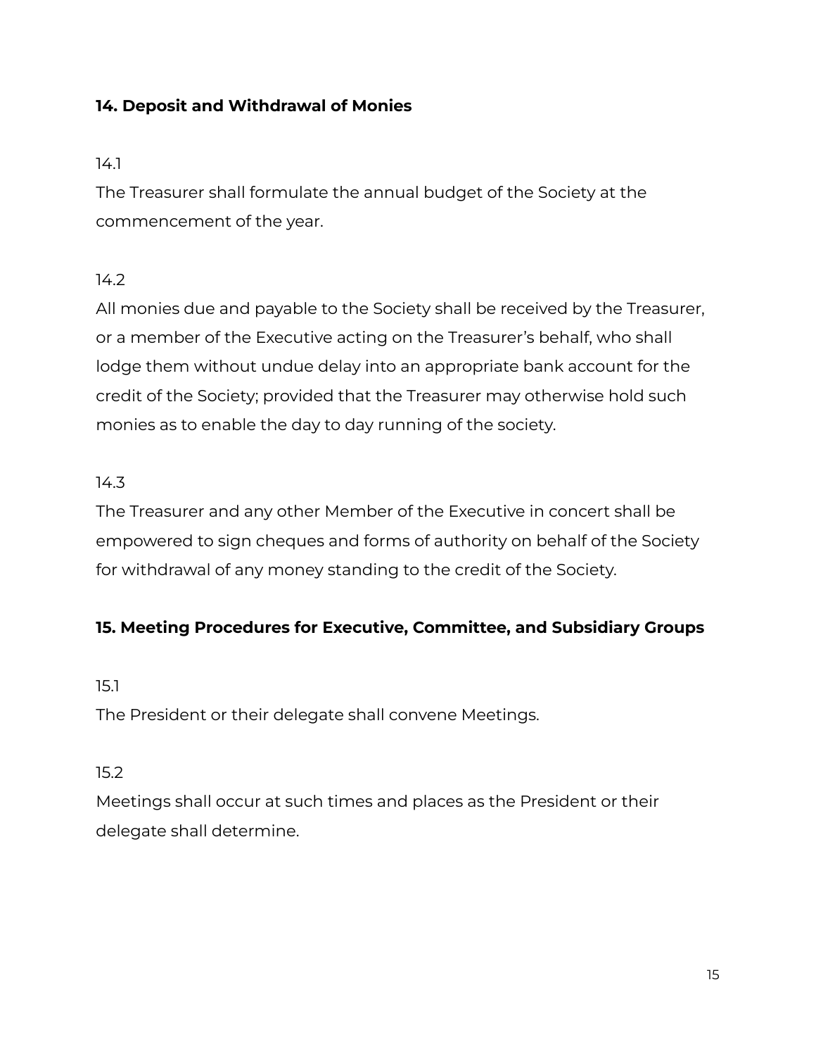## 14. Deposit and Withdrawal of Monies

14.1
The Treasurer shall formulate the annual budget of the Society at the commencement of the year.

14.2
All monies due and payable to the Society shall be received by the Treasurer, or a member of the Executive acting on the Treasurer's behalf, who shall lodge them without undue delay into an appropriate bank account for the credit of the Society; provided that the Treasurer may otherwise hold such monies as to enable the day to day running of the society.

14.3
The Treasurer and any other Member of the Executive in concert shall be empowered to sign cheques and forms of authority on behalf of the Society for withdrawal of any money standing to the credit of the Society.

## 15. Meeting Procedures for Executive, Committee, and Subsidiary Groups

15.1
The President or their delegate shall convene Meetings.

15.2
Meetings shall occur at such times and places as the President or their delegate shall determine.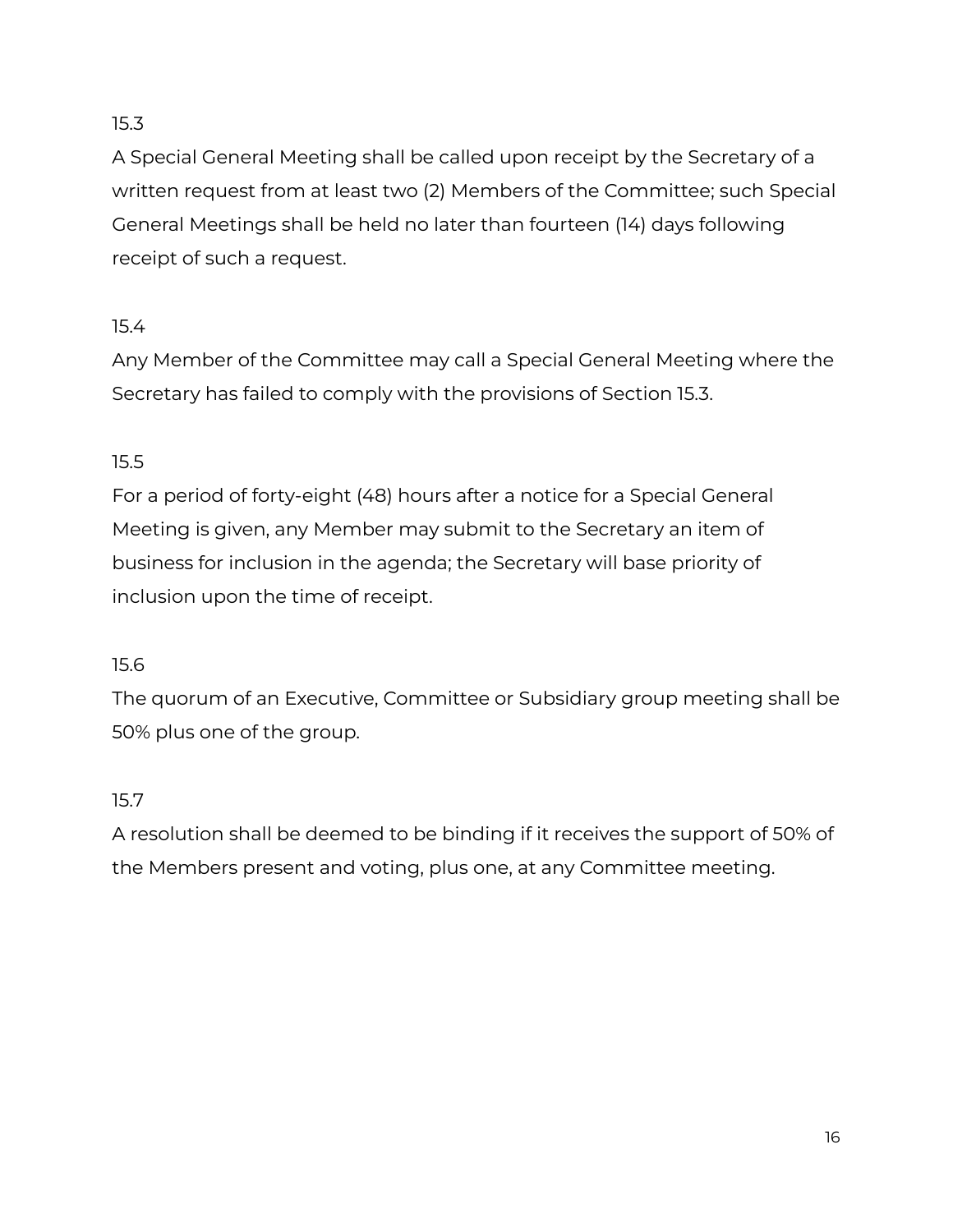15.3

A Special General Meeting shall be called upon receipt by the Secretary of a written request from at least two (2) Members of the Committee; such Special General Meetings shall be held no later than fourteen (14) days following receipt of such a request.

15.4

Any Member of the Committee may call a Special General Meeting where the Secretary has failed to comply with the provisions of Section 15.3.

15.5

For a period of forty-eight (48) hours after a notice for a Special General Meeting is given, any Member may submit to the Secretary an item of business for inclusion in the agenda; the Secretary will base priority of inclusion upon the time of receipt.

15.6

The quorum of an Executive, Committee or Subsidiary group meeting shall be 50% plus one of the group.

15.7

A resolution shall be deemed to be binding if it receives the support of 50% of the Members present and voting, plus one, at any Committee meeting.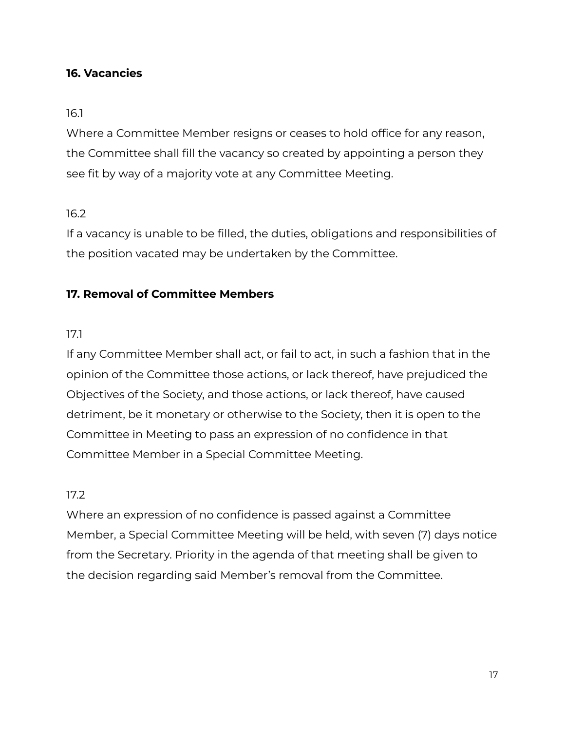## 16. Vacancies

16.1

Where a Committee Member resigns or ceases to hold office for any reason, the Committee shall fill the vacancy so created by appointing a person they see fit by way of a majority vote at any Committee Meeting.

16.2

If a vacancy is unable to be filled, the duties, obligations and responsibilities of the position vacated may be undertaken by the Committee.

## 17. Removal of Committee Members

17.1

If any Committee Member shall act, or fail to act, in such a fashion that in the opinion of the Committee those actions, or lack thereof, have prejudiced the Objectives of the Society, and those actions, or lack thereof, have caused detriment, be it monetary or otherwise to the Society, then it is open to the Committee in Meeting to pass an expression of no confidence in that Committee Member in a Special Committee Meeting.

17.2

Where an expression of no confidence is passed against a Committee Member, a Special Committee Meeting will be held, with seven (7) days notice from the Secretary. Priority in the agenda of that meeting shall be given to the decision regarding said Member's removal from the Committee.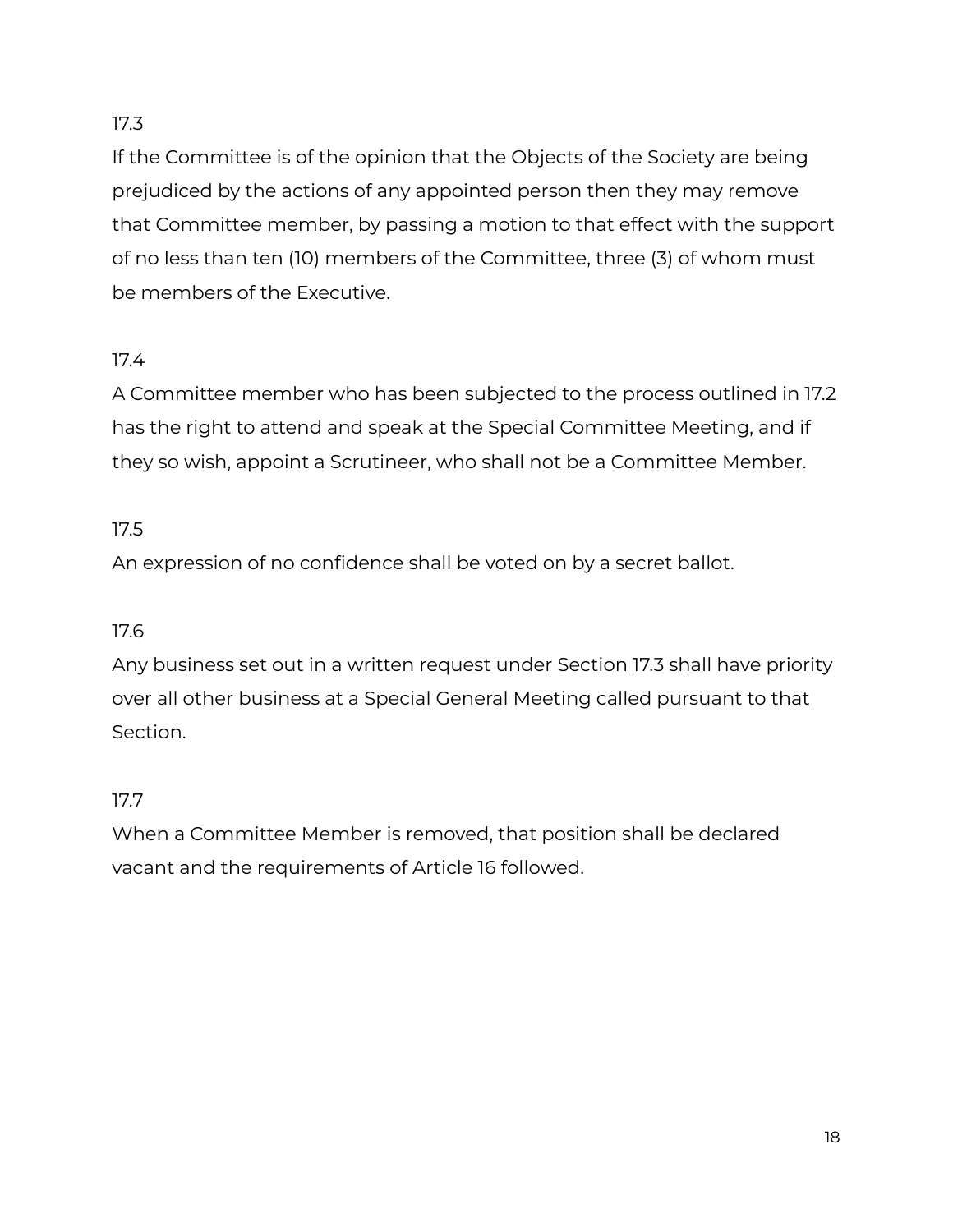17.3

If the Committee is of the opinion that the Objects of the Society are being prejudiced by the actions of any appointed person then they may remove that Committee member, by passing a motion to that effect with the support of no less than ten (10) members of the Committee, three (3) of whom must be members of the Executive.

17.4

A Committee member who has been subjected to the process outlined in 17.2 has the right to attend and speak at the Special Committee Meeting, and if they so wish, appoint a Scrutineer, who shall not be a Committee Member.

17.5

An expression of no confidence shall be voted on by a secret ballot.

17.6

Any business set out in a written request under Section 17.3 shall have priority over all other business at a Special General Meeting called pursuant to that Section.

17.7

When a Committee Member is removed, that position shall be declared vacant and the requirements of Article 16 followed.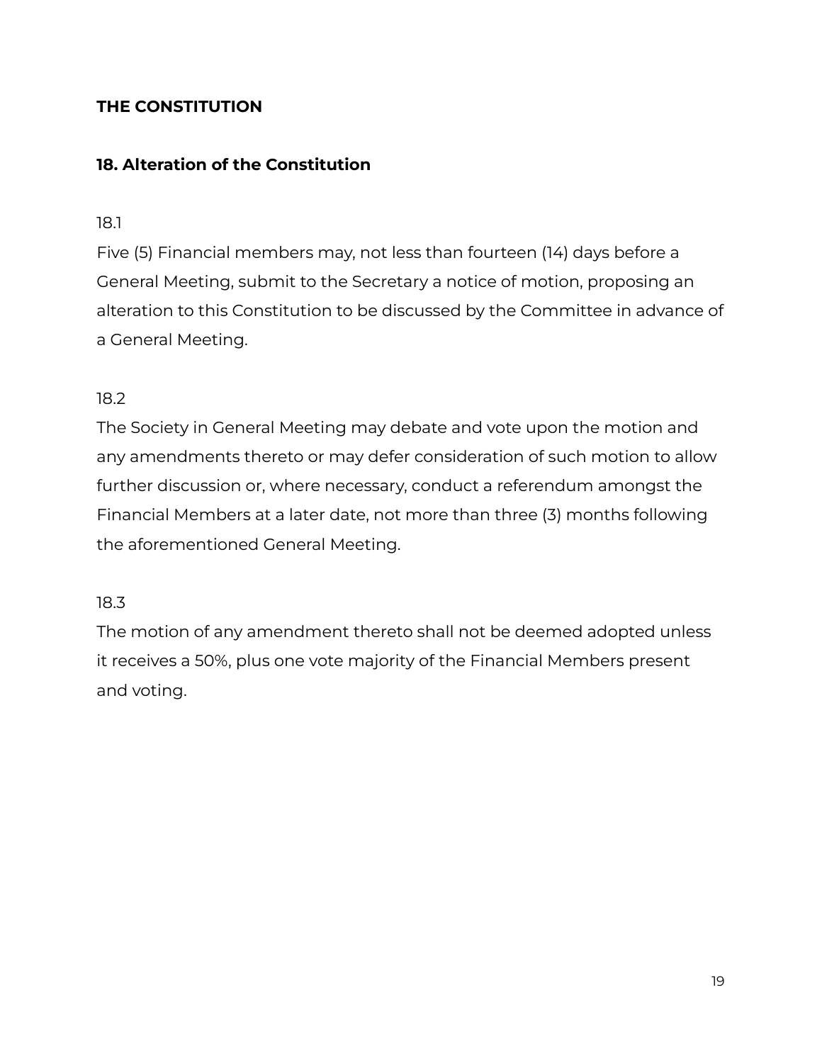**THE CONSTITUTION**

**18. Alteration of the Constitution**

18.1

Five (5) Financial members may, not less than fourteen (14) days before a General Meeting, submit to the Secretary a notice of motion, proposing an alteration to this Constitution to be discussed by the Committee in advance of a General Meeting.

18.2

The Society in General Meeting may debate and vote upon the motion and any amendments thereto or may defer consideration of such motion to allow further discussion or, where necessary, conduct a referendum amongst the Financial Members at a later date, not more than three (3) months following the aforementioned General Meeting.

18.3

The motion of any amendment thereto shall not be deemed adopted unless it receives a 50%, plus one vote majority of the Financial Members present and voting.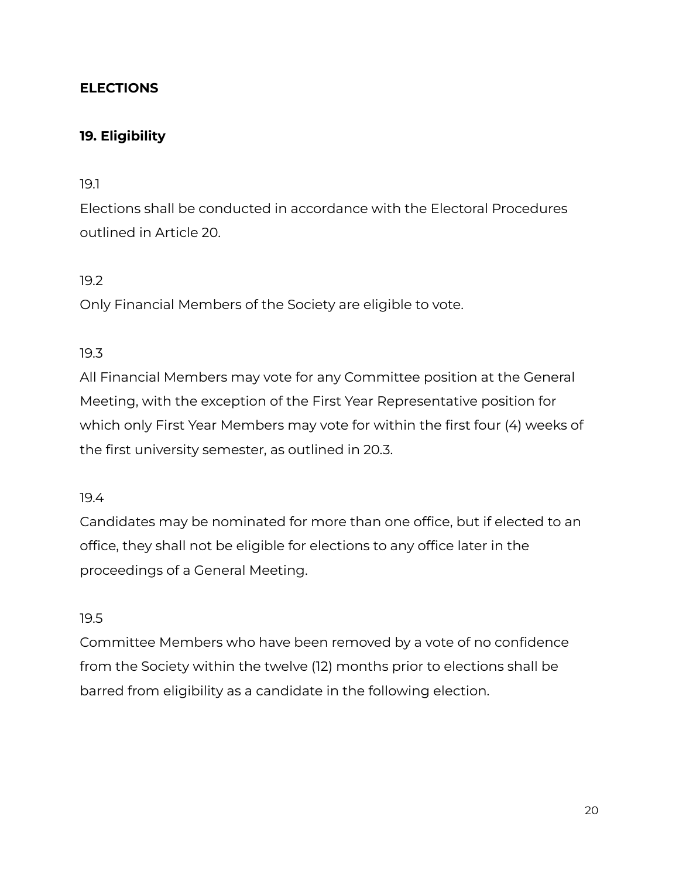## ELECTIONS

### 19. Eligibility

19.1

Elections shall be conducted in accordance with the Electoral Procedures outlined in Article 20.

19.2

Only Financial Members of the Society are eligible to vote.

19.3

All Financial Members may vote for any Committee position at the General Meeting, with the exception of the First Year Representative position for which only First Year Members may vote for within the first four (4) weeks of the first university semester, as outlined in 20.3.

19.4

Candidates may be nominated for more than one office, but if elected to an office, they shall not be eligible for elections to any office later in the proceedings of a General Meeting.

19.5

Committee Members who have been removed by a vote of no confidence from the Society within the twelve (12) months prior to elections shall be barred from eligibility as a candidate in the following election.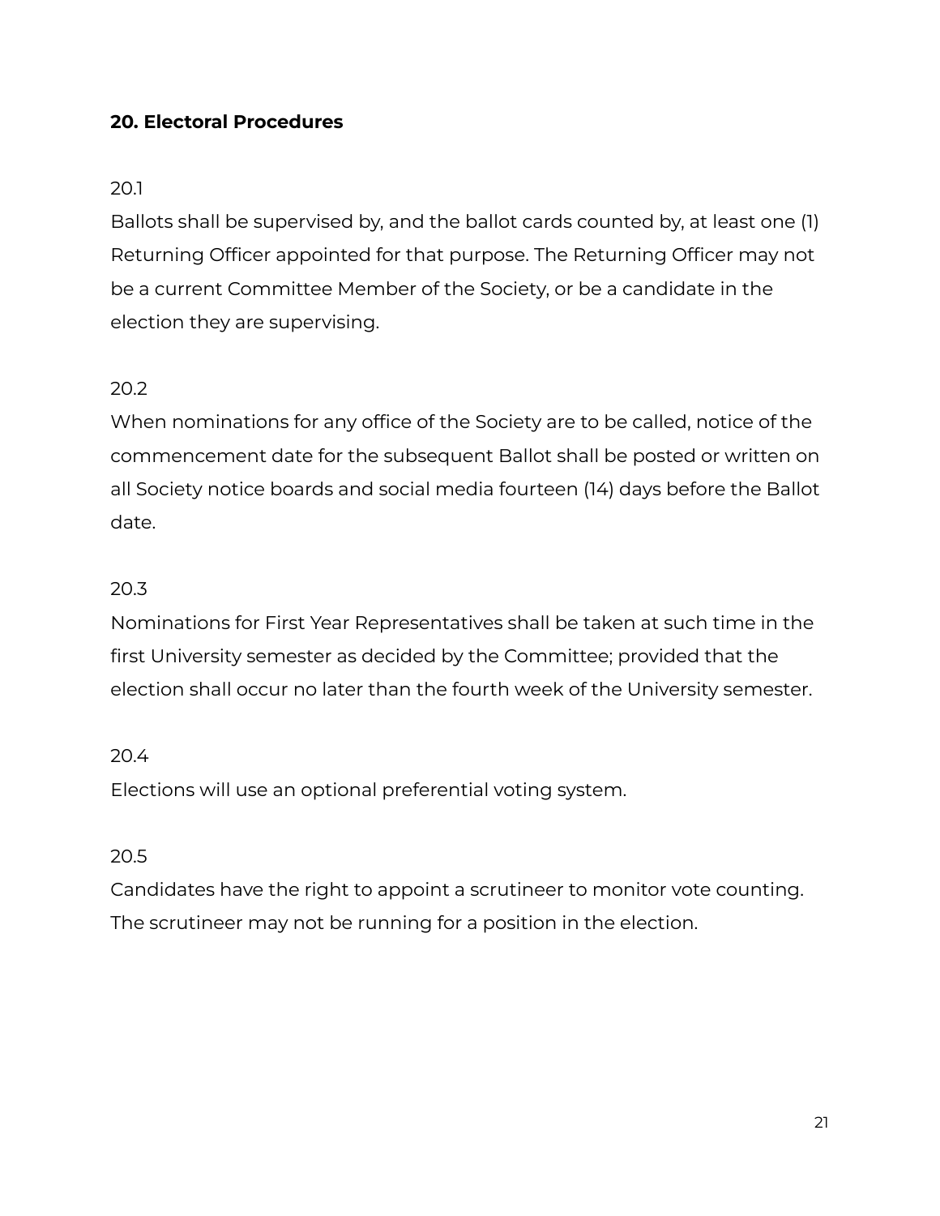### 20. Electoral Procedures

20.1

Ballots shall be supervised by, and the ballot cards counted by, at least one (1) Returning Officer appointed for that purpose. The Returning Officer may not be a current Committee Member of the Society, or be a candidate in the election they are supervising.

20.2

When nominations for any office of the Society are to be called, notice of the commencement date for the subsequent Ballot shall be posted or written on all Society notice boards and social media fourteen (14) days before the Ballot date.

20.3

Nominations for First Year Representatives shall be taken at such time in the first University semester as decided by the Committee; provided that the election shall occur no later than the fourth week of the University semester.

20.4

Elections will use an optional preferential voting system.

20.5

Candidates have the right to appoint a scrutineer to monitor vote counting. The scrutineer may not be running for a position in the election.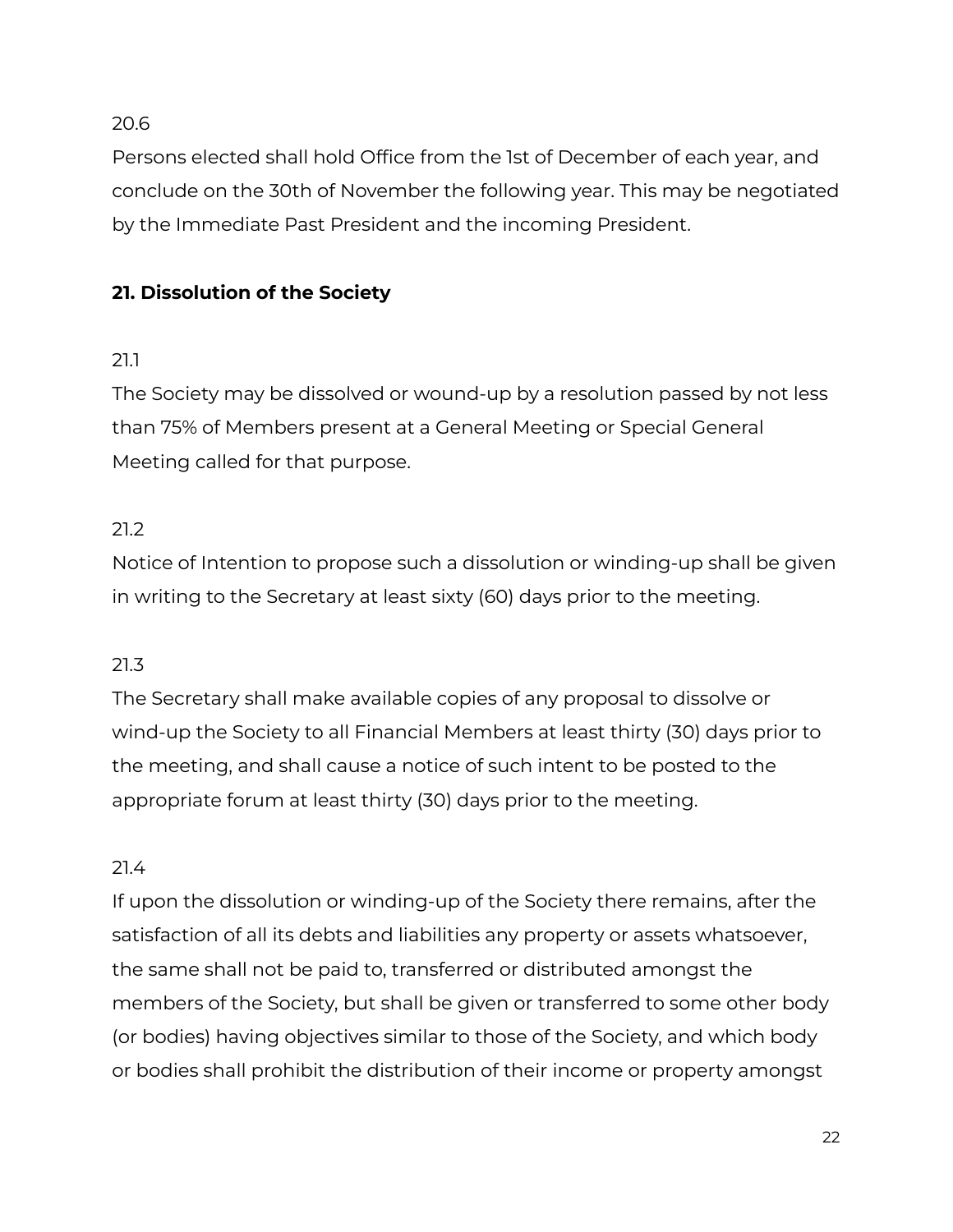20.6

Persons elected shall hold Office from the 1st of December of each year, and conclude on the 30th of November the following year. This may be negotiated by the Immediate Past President and the incoming President.

## 21. Dissolution of the Society

21.1

The Society may be dissolved or wound-up by a resolution passed by not less than 75% of Members present at a General Meeting or Special General Meeting called for that purpose.

21.2

Notice of Intention to propose such a dissolution or winding-up shall be given in writing to the Secretary at least sixty (60) days prior to the meeting.

21.3

The Secretary shall make available copies of any proposal to dissolve or wind-up the Society to all Financial Members at least thirty (30) days prior to the meeting, and shall cause a notice of such intent to be posted to the appropriate forum at least thirty (30) days prior to the meeting.

21.4

If upon the dissolution or winding-up of the Society there remains, after the satisfaction of all its debts and liabilities any property or assets whatsoever, the same shall not be paid to, transferred or distributed amongst the members of the Society, but shall be given or transferred to some other body (or bodies) having objectives similar to those of the Society, and which body or bodies shall prohibit the distribution of their income or property amongst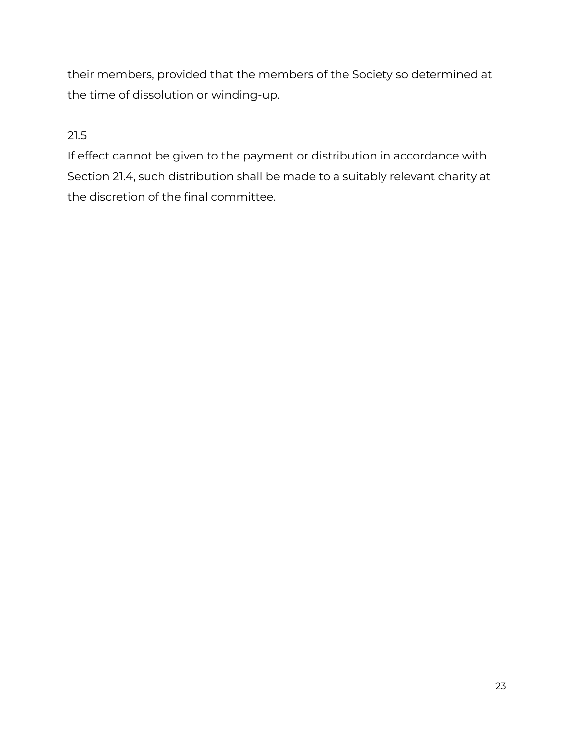their members, provided that the members of the Society so determined at the time of dissolution or winding-up.

21.5

If effect cannot be given to the payment or distribution in accordance with Section 21.4, such distribution shall be made to a suitably relevant charity at the discretion of the final committee.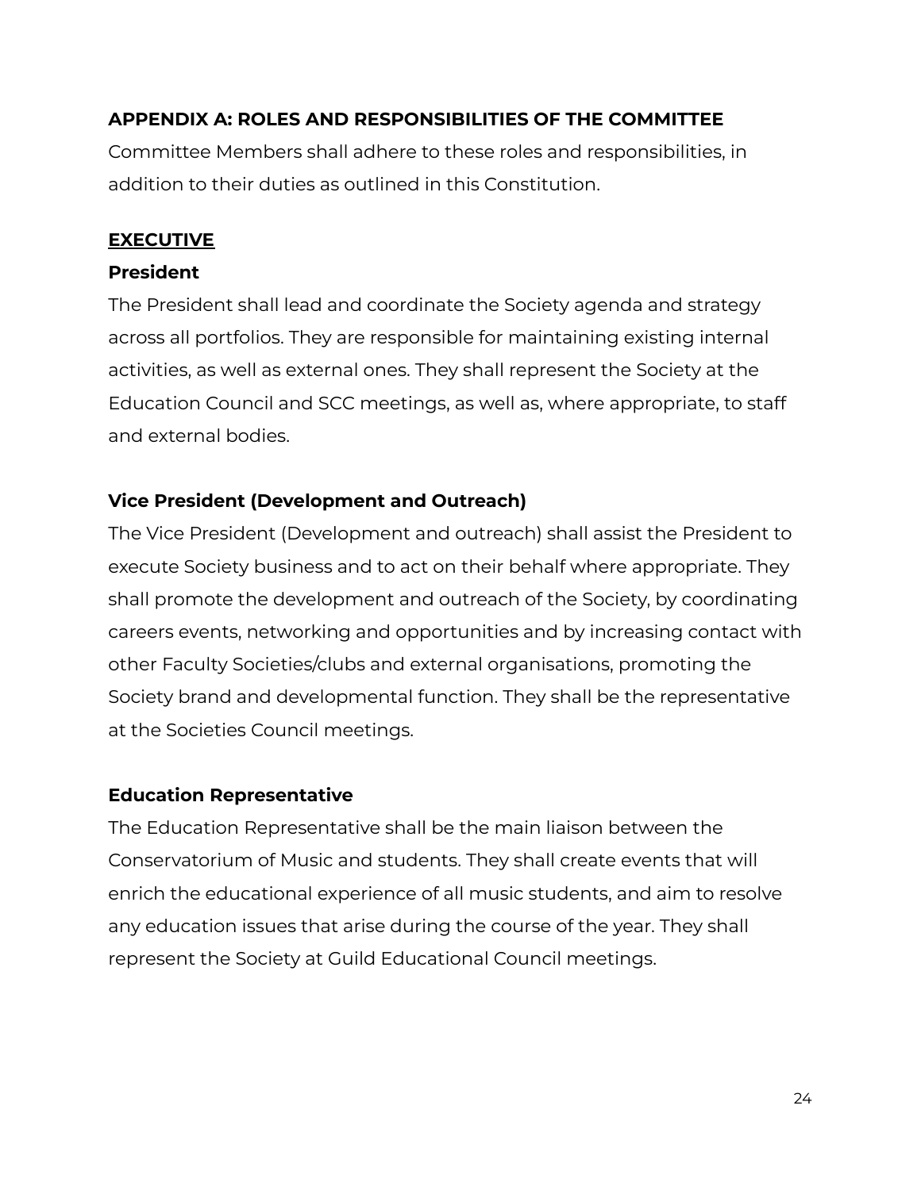## APPENDIX A: ROLES AND RESPONSIBILITIES OF THE COMMITTEE

Committee Members shall adhere to these roles and responsibilities, in addition to their duties as outlined in this Constitution.

### <u>EXECUTIVE</u>

#### President

The President shall lead and coordinate the Society agenda and strategy across all portfolios. They are responsible for maintaining existing internal activities, as well as external ones. They shall represent the Society at the Education Council and SCC meetings, as well as, where appropriate, to staff and external bodies.

#### Vice President (Development and Outreach)

The Vice President (Development and outreach) shall assist the President to execute Society business and to act on their behalf where appropriate. They shall promote the development and outreach of the Society, by coordinating careers events, networking and opportunities and by increasing contact with other Faculty Societies/clubs and external organisations, promoting the Society brand and developmental function. They shall be the representative at the Societies Council meetings.

#### Education Representative

The Education Representative shall be the main liaison between the Conservatorium of Music and students. They shall create events that will enrich the educational experience of all music students, and aim to resolve any education issues that arise during the course of the year. They shall represent the Society at Guild Educational Council meetings.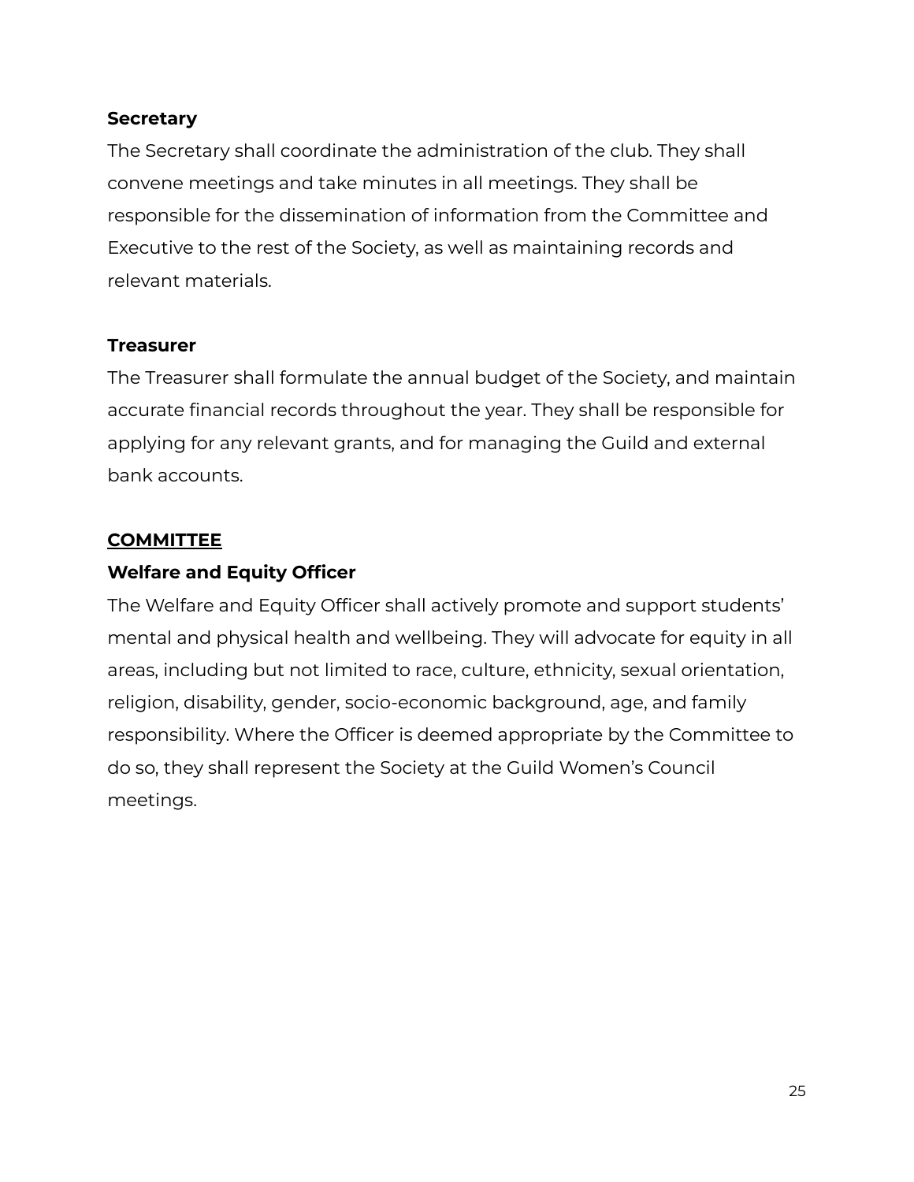**Secretary**

The Secretary shall coordinate the administration of the club. They shall convene meetings and take minutes in all meetings. They shall be responsible for the dissemination of information from the Committee and Executive to the rest of the Society, as well as maintaining records and relevant materials.

**Treasurer**

The Treasurer shall formulate the annual budget of the Society, and maintain accurate financial records throughout the year. They shall be responsible for applying for any relevant grants, and for managing the Guild and external bank accounts.

**<u>COMMITTEE</u>**

**Welfare and Equity Officer**

The Welfare and Equity Officer shall actively promote and support students' mental and physical health and wellbeing. They will advocate for equity in all areas, including but not limited to race, culture, ethnicity, sexual orientation, religion, disability, gender, socio-economic background, age, and family responsibility. Where the Officer is deemed appropriate by the Committee to do so, they shall represent the Society at the Guild Women's Council meetings.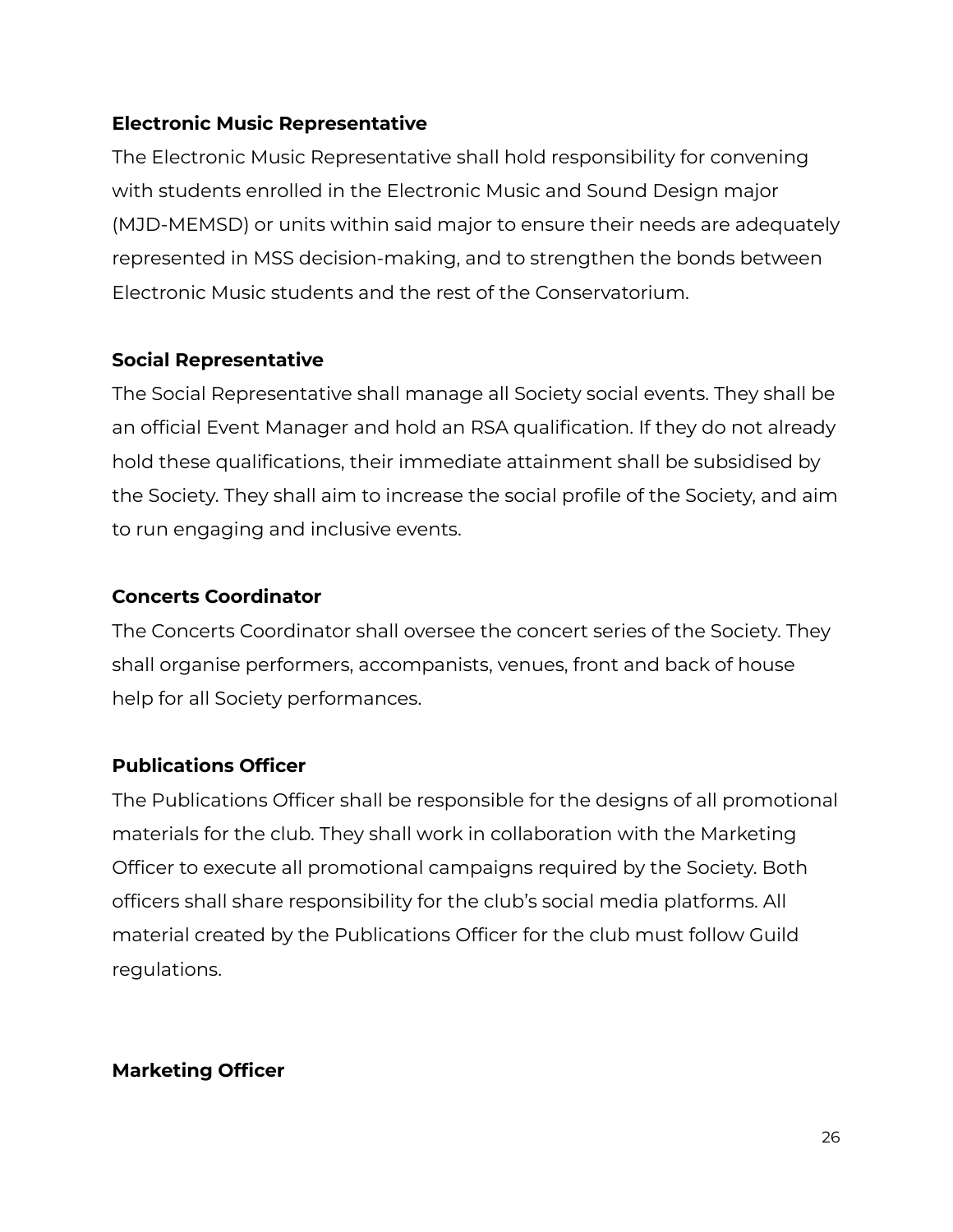**Electronic Music Representative**

The Electronic Music Representative shall hold responsibility for convening with students enrolled in the Electronic Music and Sound Design major (MJD-MEMSD) or units within said major to ensure their needs are adequately represented in MSS decision-making, and to strengthen the bonds between Electronic Music students and the rest of the Conservatorium.

**Social Representative**

The Social Representative shall manage all Society social events. They shall be an official Event Manager and hold an RSA qualification. If they do not already hold these qualifications, their immediate attainment shall be subsidised by the Society. They shall aim to increase the social profile of the Society, and aim to run engaging and inclusive events.

**Concerts Coordinator**

The Concerts Coordinator shall oversee the concert series of the Society. They shall organise performers, accompanists, venues, front and back of house help for all Society performances.

**Publications Officer**

The Publications Officer shall be responsible for the designs of all promotional materials for the club. They shall work in collaboration with the Marketing Officer to execute all promotional campaigns required by the Society. Both officers shall share responsibility for the club's social media platforms. All material created by the Publications Officer for the club must follow Guild regulations.

**Marketing Officer**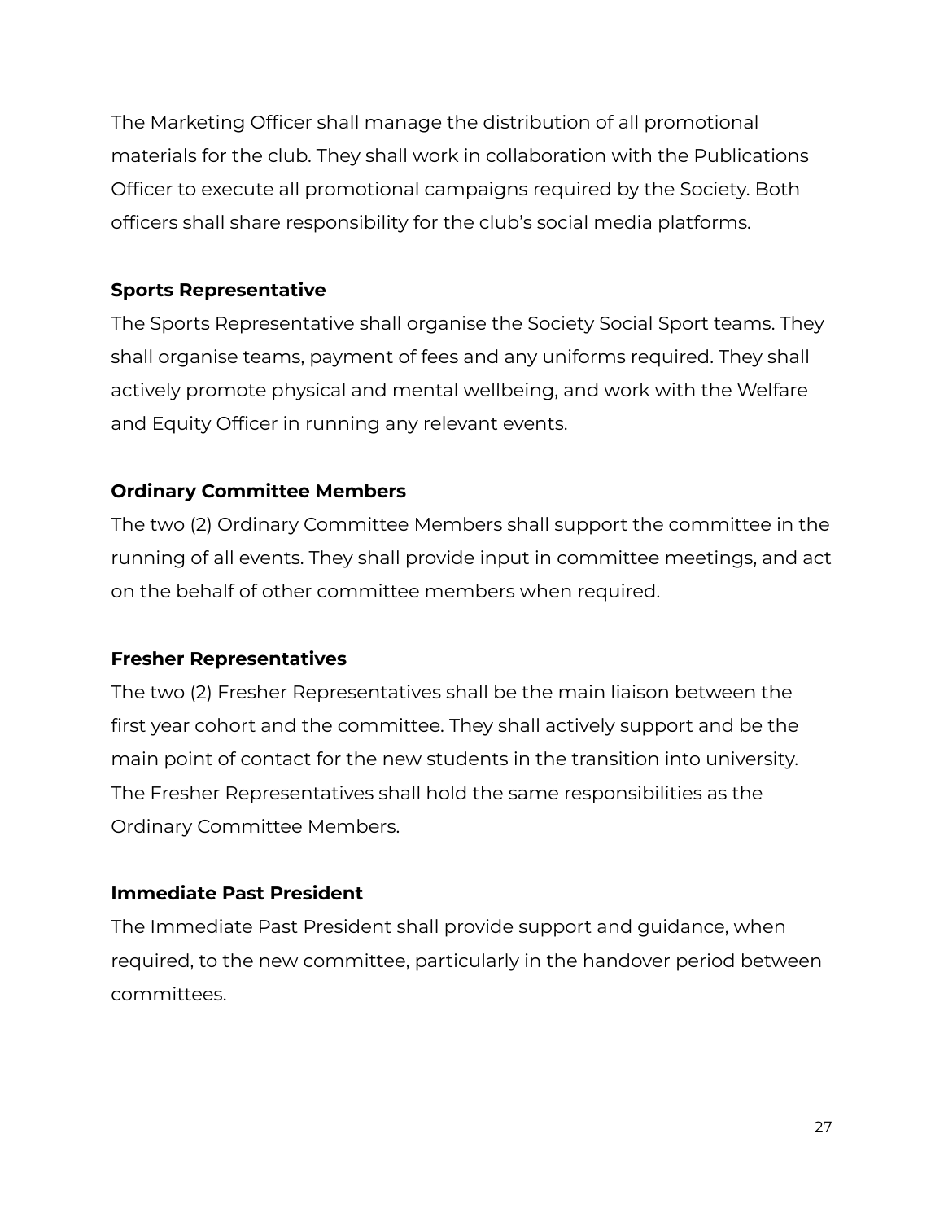The Marketing Officer shall manage the distribution of all promotional materials for the club. They shall work in collaboration with the Publications Officer to execute all promotional campaigns required by the Society. Both officers shall share responsibility for the club's social media platforms.

**Sports Representative**

The Sports Representative shall organise the Society Social Sport teams. They shall organise teams, payment of fees and any uniforms required. They shall actively promote physical and mental wellbeing, and work with the Welfare and Equity Officer in running any relevant events.

**Ordinary Committee Members**

The two (2) Ordinary Committee Members shall support the committee in the running of all events. They shall provide input in committee meetings, and act on the behalf of other committee members when required.

**Fresher Representatives**

The two (2) Fresher Representatives shall be the main liaison between the first year cohort and the committee. They shall actively support and be the main point of contact for the new students in the transition into university. The Fresher Representatives shall hold the same responsibilities as the Ordinary Committee Members.

**Immediate Past President**

The Immediate Past President shall provide support and guidance, when required, to the new committee, particularly in the handover period between committees.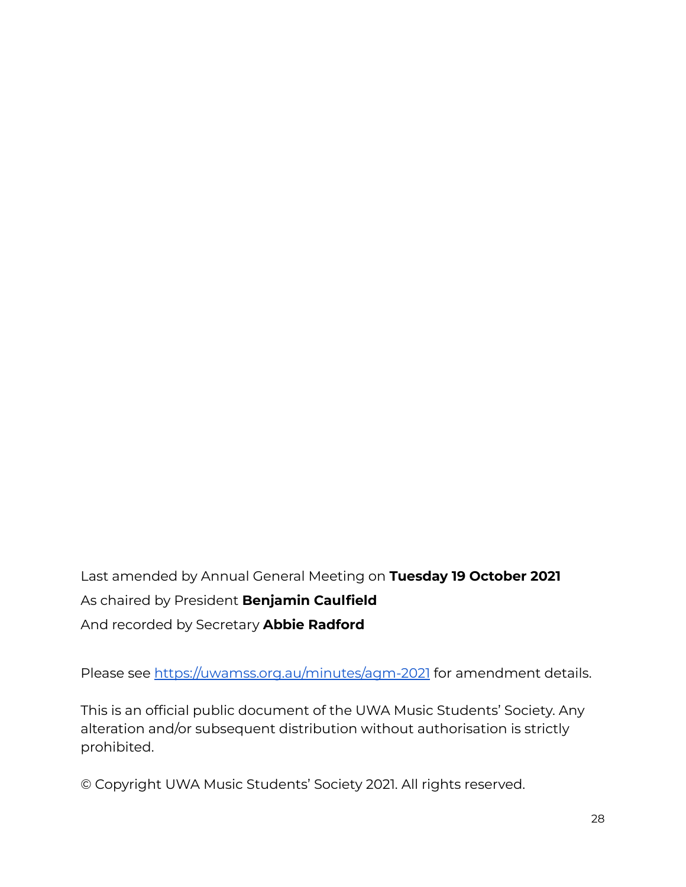Last amended by Annual General Meeting on **Tuesday 19 October 2021**

As chaired by President **Benjamin Caulfield**

And recorded by Secretary **Abbie Radford**

Please see [https://uwamss.org.au/minutes/agm-2021](https://uwamss.org.au/minutes/agm-2021) for amendment details.

This is an official public document of the UWA Music Students' Society. Any alteration and/or subsequent distribution without authorisation is strictly prohibited.

© Copyright UWA Music Students' Society 2021. All rights reserved.